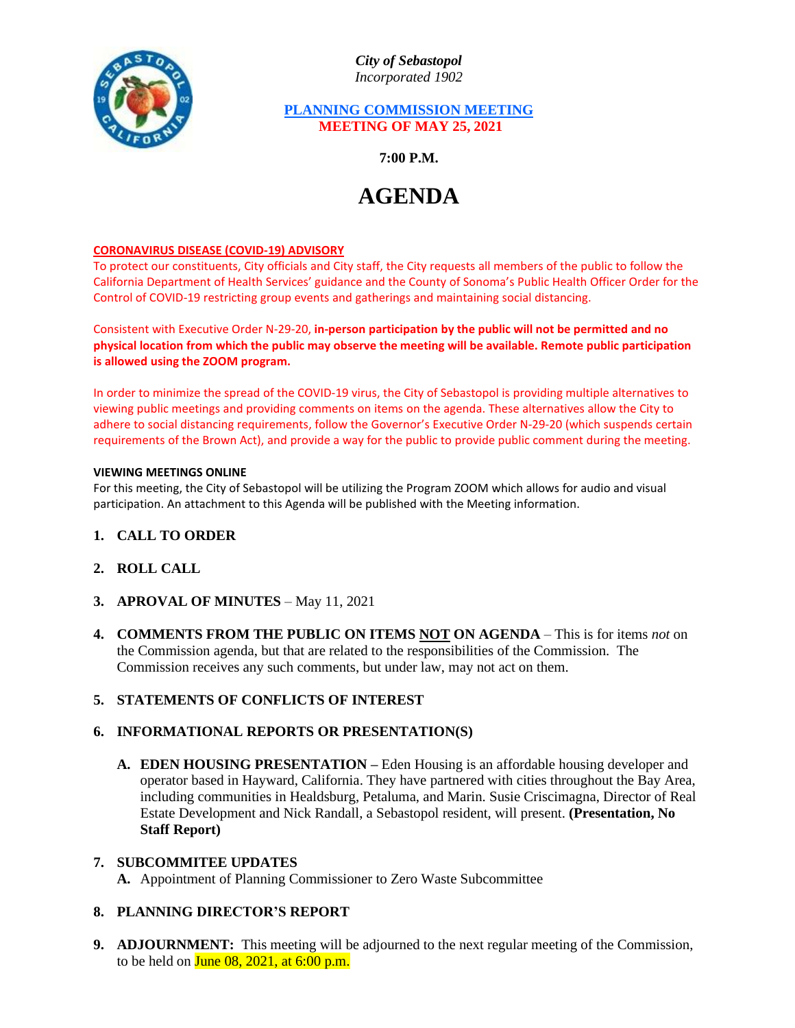*City of Sebastopol*
*Incorporated 1902*

**PLANNING COMMISSION MEETING**
**MEETING OF MAY 25, 2021**

**7:00 P.M.**

# AGENDA

**CORONAVIRUS DISEASE (COVID-19) ADVISORY**

To protect our constituents, City officials and City staff, the City requests all members of the public to follow the California Department of Health Services' guidance and the County of Sonoma's Public Health Officer Order for the Control of COVID-19 restricting group events and gatherings and maintaining social distancing.

Consistent with Executive Order N-29-20, **in-person participation by the public will not be permitted and no physical location from which the public may observe the meeting will be available. Remote public participation is allowed using the ZOOM program.**

In order to minimize the spread of the COVID-19 virus, the City of Sebastopol is providing multiple alternatives to viewing public meetings and providing comments on items on the agenda. These alternatives allow the City to adhere to social distancing requirements, follow the Governor's Executive Order N-29-20 (which suspends certain requirements of the Brown Act), and provide a way for the public to provide public comment during the meeting.

**VIEWING MEETINGS ONLINE**

For this meeting, the City of Sebastopol will be utilizing the Program ZOOM which allows for audio and visual participation. An attachment to this Agenda will be published with the Meeting information.

1. **CALL TO ORDER**

2. **ROLL CALL**

3. **APROVAL OF MINUTES** – May 11, 2021

4. **COMMENTS FROM THE PUBLIC ON ITEMS NOT ON AGENDA** – This is for items *not* on the Commission agenda, but that are related to the responsibilities of the Commission. The Commission receives any such comments, but under law, may not act on them.

5. **STATEMENTS OF CONFLICTS OF INTEREST**

6. **INFORMATIONAL REPORTS OR PRESENTATION(S)**

   A. **EDEN HOUSING PRESENTATION –** Eden Housing is an affordable housing developer and operator based in Hayward, California. They have partnered with cities throughout the Bay Area, including communities in Healdsburg, Petaluma, and Marin. Susie Criscimagna, Director of Real Estate Development and Nick Randall, a Sebastopol resident, will present. **(Presentation, No Staff Report)**

7. **SUBCOMMITEE UPDATES**

   A. Appointment of Planning Commissioner to Zero Waste Subcommittee

8. **PLANNING DIRECTOR'S REPORT**

9. **ADJOURNMENT:** This meeting will be adjourned to the next regular meeting of the Commission, to be held on June 08, 2021, at 6:00 p.m.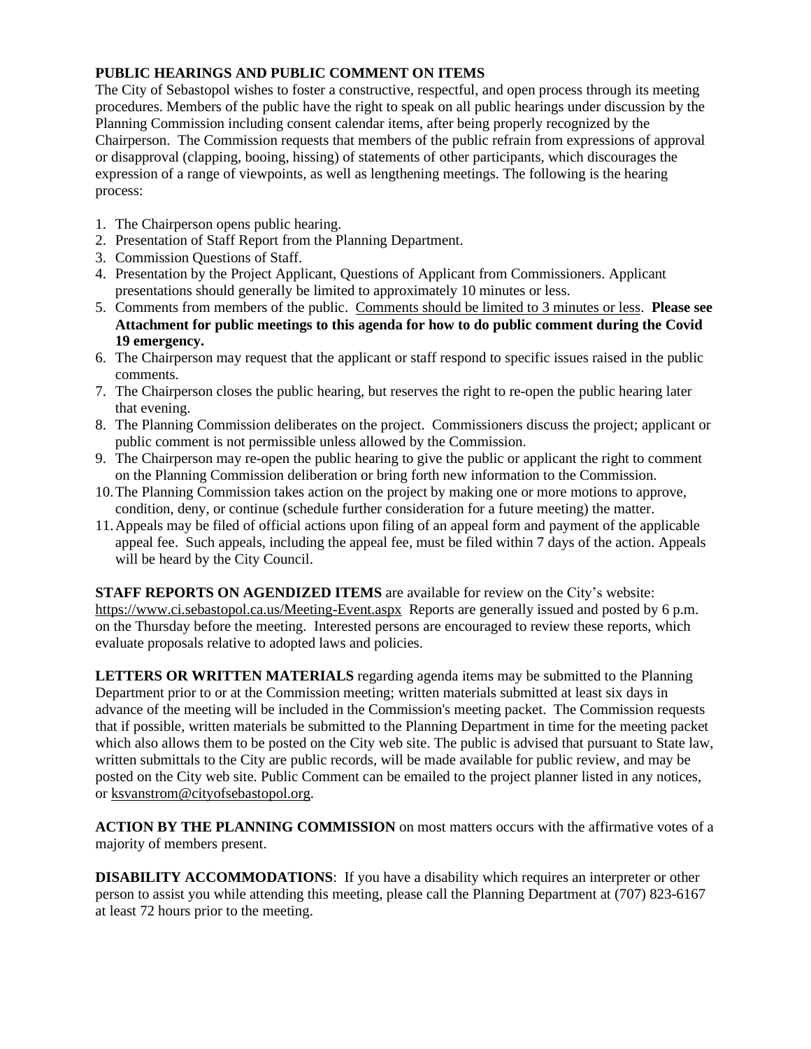**PUBLIC HEARINGS AND PUBLIC COMMENT ON ITEMS**

The City of Sebastopol wishes to foster a constructive, respectful, and open process through its meeting procedures. Members of the public have the right to speak on all public hearings under discussion by the Planning Commission including consent calendar items, after being properly recognized by the Chairperson. The Commission requests that members of the public refrain from expressions of approval or disapproval (clapping, booing, hissing) of statements of other participants, which discourages the expression of a range of viewpoints, as well as lengthening meetings. The following is the hearing process:

1. The Chairperson opens public hearing.
2. Presentation of Staff Report from the Planning Department.
3. Commission Questions of Staff.
4. Presentation by the Project Applicant, Questions of Applicant from Commissioners. Applicant presentations should generally be limited to approximately 10 minutes or less.
5. Comments from members of the public. Comments should be limited to 3 minutes or less. **Please see Attachment for public meetings to this agenda for how to do public comment during the Covid 19 emergency.**
6. The Chairperson may request that the applicant or staff respond to specific issues raised in the public comments.
7. The Chairperson closes the public hearing, but reserves the right to re-open the public hearing later that evening.
8. The Planning Commission deliberates on the project. Commissioners discuss the project; applicant or public comment is not permissible unless allowed by the Commission.
9. The Chairperson may re-open the public hearing to give the public or applicant the right to comment on the Planning Commission deliberation or bring forth new information to the Commission.
10. The Planning Commission takes action on the project by making one or more motions to approve, condition, deny, or continue (schedule further consideration for a future meeting) the matter.
11. Appeals may be filed of official actions upon filing of an appeal form and payment of the applicable appeal fee. Such appeals, including the appeal fee, must be filed within 7 days of the action. Appeals will be heard by the City Council.

**STAFF REPORTS ON AGENDIZED ITEMS** are available for review on the City's website: https://www.ci.sebastopol.ca.us/Meeting-Event.aspx Reports are generally issued and posted by 6 p.m. on the Thursday before the meeting. Interested persons are encouraged to review these reports, which evaluate proposals relative to adopted laws and policies.

**LETTERS OR WRITTEN MATERIALS** regarding agenda items may be submitted to the Planning Department prior to or at the Commission meeting; written materials submitted at least six days in advance of the meeting will be included in the Commission's meeting packet. The Commission requests that if possible, written materials be submitted to the Planning Department in time for the meeting packet which also allows them to be posted on the City web site. The public is advised that pursuant to State law, written submittals to the City are public records, will be made available for public review, and may be posted on the City web site. Public Comment can be emailed to the project planner listed in any notices, or ksvanstrom@cityofsebastopol.org.

**ACTION BY THE PLANNING COMMISSION** on most matters occurs with the affirmative votes of a majority of members present.

**DISABILITY ACCOMMODATIONS**: If you have a disability which requires an interpreter or other person to assist you while attending this meeting, please call the Planning Department at (707) 823-6167 at least 72 hours prior to the meeting.